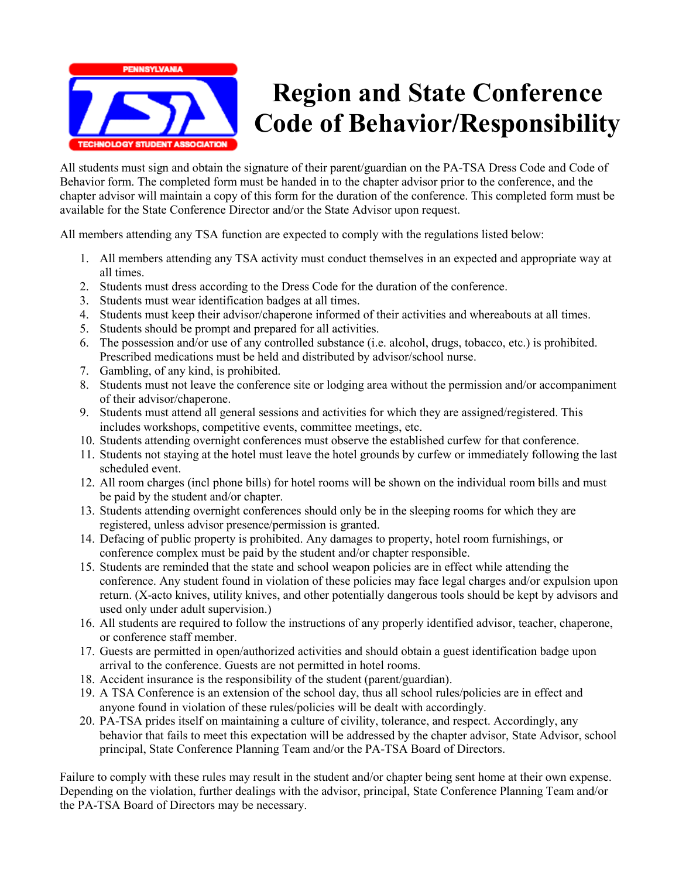# Region and State Conference Code of Behavior/Responsibility

All students must sign and obtain the signature of their parent/guardian on the PA-TSA Dress Code and Code of Behavior form. The completed form must be handed in to the chapter advisor prior to the conference, and the chapter advisor will maintain a copy of this form for the duration of the conference. This completed form must be available for the State Conference Director and/or the State Advisor upon request.

All members attending any TSA function are expected to comply with the regulations listed below:

1. All members attending any TSA activity must conduct themselves in an expected and appropriate way at all times.
2. Students must dress according to the Dress Code for the duration of the conference.
3. Students must wear identification badges at all times.
4. Students must keep their advisor/chaperone informed of their activities and whereabouts at all times.
5. Students should be prompt and prepared for all activities.
6. The possession and/or use of any controlled substance (i.e. alcohol, drugs, tobacco, etc.) is prohibited. Prescribed medications must be held and distributed by advisor/school nurse.
7. Gambling, of any kind, is prohibited.
8. Students must not leave the conference site or lodging area without the permission and/or accompaniment of their advisor/chaperone.
9. Students must attend all general sessions and activities for which they are assigned/registered. This includes workshops, competitive events, committee meetings, etc.
10. Students attending overnight conferences must observe the established curfew for that conference.
11. Students not staying at the hotel must leave the hotel grounds by curfew or immediately following the last scheduled event.
12. All room charges (incl phone bills) for hotel rooms will be shown on the individual room bills and must be paid by the student and/or chapter.
13. Students attending overnight conferences should only be in the sleeping rooms for which they are registered, unless advisor presence/permission is granted.
14. Defacing of public property is prohibited. Any damages to property, hotel room furnishings, or conference complex must be paid by the student and/or chapter responsible.
15. Students are reminded that the state and school weapon policies are in effect while attending the conference. Any student found in violation of these policies may face legal charges and/or expulsion upon return. (X-acto knives, utility knives, and other potentially dangerous tools should be kept by advisors and used only under adult supervision.)
16. All students are required to follow the instructions of any properly identified advisor, teacher, chaperone, or conference staff member.
17. Guests are permitted in open/authorized activities and should obtain a guest identification badge upon arrival to the conference. Guests are not permitted in hotel rooms.
18. Accident insurance is the responsibility of the student (parent/guardian).
19. A TSA Conference is an extension of the school day, thus all school rules/policies are in effect and anyone found in violation of these rules/policies will be dealt with accordingly.
20. PA-TSA prides itself on maintaining a culture of civility, tolerance, and respect. Accordingly, any behavior that fails to meet this expectation will be addressed by the chapter advisor, State Advisor, school principal, State Conference Planning Team and/or the PA-TSA Board of Directors.

Failure to comply with these rules may result in the student and/or chapter being sent home at their own expense. Depending on the violation, further dealings with the advisor, principal, State Conference Planning Team and/or the PA-TSA Board of Directors may be necessary.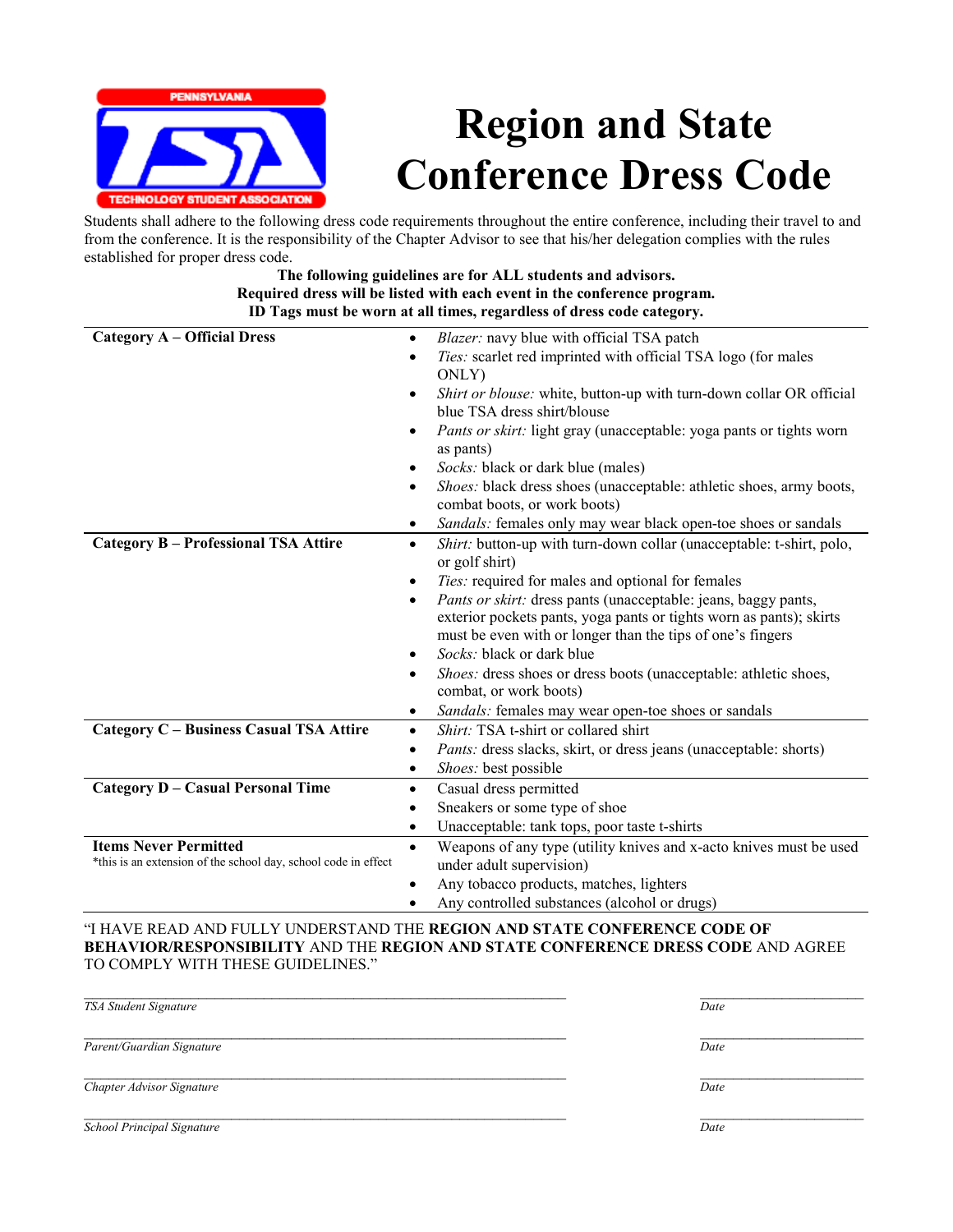# Region and State Conference Dress Code

Students shall adhere to the following dress code requirements throughout the entire conference, including their travel to and from the conference. It is the responsibility of the Chapter Advisor to see that his/her delegation complies with the rules established for proper dress code.

**The following guidelines are for ALL students and advisors.**
**Required dress will be listed with each event in the conference program.**
**ID Tags must be worn at all times, regardless of dress code category.**

| Category | Requirements |
|---|---|
| **Category A – Official Dress** | • *Blazer:* navy blue with official TSA patch<br>• *Ties:* scarlet red imprinted with official TSA logo (for males ONLY)<br>• *Shirt or blouse:* white, button-up with turn-down collar OR official blue TSA dress shirt/blouse<br>• *Pants or skirt:* light gray (unacceptable: yoga pants or tights worn as pants)<br>• *Socks:* black or dark blue (males)<br>• *Shoes:* black dress shoes (unacceptable: athletic shoes, army boots, combat boots, or work boots)<br>• *Sandals:* females only may wear black open-toe shoes or sandals |
| **Category B – Professional TSA Attire** | • *Shirt:* button-up with turn-down collar (unacceptable: t-shirt, polo, or golf shirt)<br>• *Ties:* required for males and optional for females<br>• *Pants or skirt:* dress pants (unacceptable: jeans, baggy pants, exterior pockets pants, yoga pants or tights worn as pants); skirts must be even with or longer than the tips of one's fingers<br>• *Socks:* black or dark blue<br>• *Shoes:* dress shoes or dress boots (unacceptable: athletic shoes, combat, or work boots)<br>• *Sandals:* females may wear open-toe shoes or sandals |
| **Category C – Business Casual TSA Attire** | • *Shirt:* TSA t-shirt or collared shirt<br>• *Pants:* dress slacks, skirt, or dress jeans (unacceptable: shorts)<br>• *Shoes:* best possible |
| **Category D – Casual Personal Time** | • Casual dress permitted<br>• Sneakers or some type of shoe<br>• Unacceptable: tank tops, poor taste t-shirts |
| **Items Never Permitted**<br>*this is an extension of the school day, school code in effect | • Weapons of any type (utility knives and x-acto knives must be used under adult supervision)<br>• Any tobacco products, matches, lighters<br>• Any controlled substances (alcohol or drugs) |

"I HAVE READ AND FULLY UNDERSTAND THE **REGION AND STATE CONFERENCE CODE OF BEHAVIOR/RESPONSIBILITY** AND THE **REGION AND STATE CONFERENCE DRESS CODE** AND AGREE TO COMPLY WITH THESE GUIDELINES."

___________________________________________ &nbsp;&nbsp;&nbsp; ________________
*TSA Student Signature* &nbsp;&nbsp;&nbsp; *Date*

___________________________________________ &nbsp;&nbsp;&nbsp; ________________
*Parent/Guardian Signature* &nbsp;&nbsp;&nbsp; *Date*

___________________________________________ &nbsp;&nbsp;&nbsp; ________________
*Chapter Advisor Signature* &nbsp;&nbsp;&nbsp; *Date*

___________________________________________ &nbsp;&nbsp;&nbsp; ________________
*School Principal Signature* &nbsp;&nbsp;&nbsp; *Date*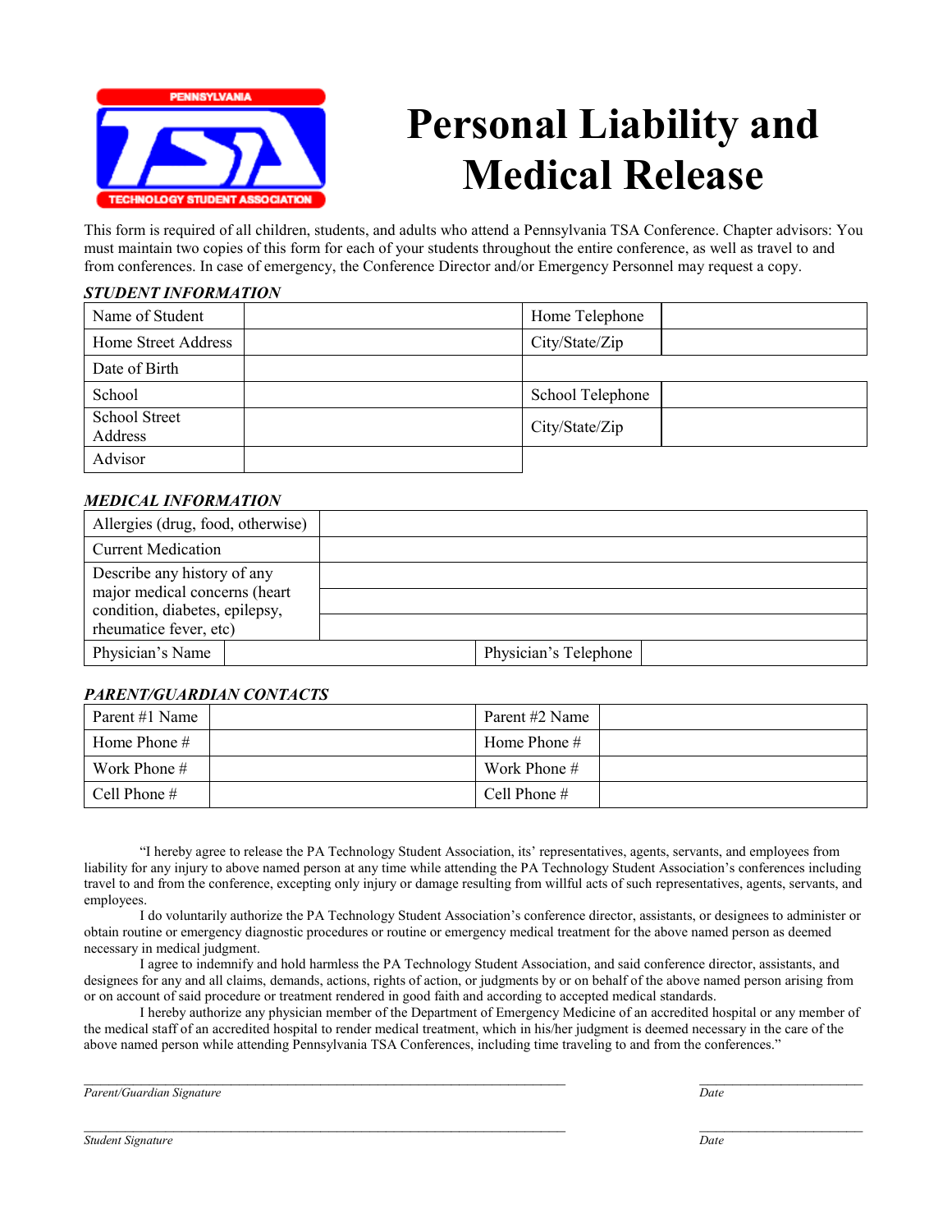# Personal Liability and Medical Release

This form is required of all children, students, and adults who attend a Pennsylvania TSA Conference. Chapter advisors: You must maintain two copies of this form for each of your students throughout the entire conference, as well as travel to and from conferences. In case of emergency, the Conference Director and/or Emergency Personnel may request a copy.

***STUDENT INFORMATION***

| Name of Student | | Home Telephone | |
|---|---|---|---|
| Home Street Address | | City/State/Zip | |
| Date of Birth | | | |
| School | | School Telephone | |
| School Street Address | | City/State/Zip | |
| Advisor | | | |

***MEDICAL INFORMATION***

| Allergies (drug, food, otherwise) | | | |
|---|---|---|---|
| Current Medication | | | |
| Describe any history of any major medical concerns (heart condition, diabetes, epilepsy, rheumatice fever, etc) | | | |
| Physician's Name | | Physician's Telephone | |

***PARENT/GUARDIAN CONTACTS***

| Parent #1 Name | | Parent #2 Name | |
|---|---|---|---|
| Home Phone # | | Home Phone # | |
| Work Phone # | | Work Phone # | |
| Cell Phone # | | Cell Phone # | |

"I hereby agree to release the PA Technology Student Association, its' representatives, agents, servants, and employees from liability for any injury to above named person at any time while attending the PA Technology Student Association's conferences including travel to and from the conference, excepting only injury or damage resulting from willful acts of such representatives, agents, servants, and employees.

I do voluntarily authorize the PA Technology Student Association's conference director, assistants, or designees to administer or obtain routine or emergency diagnostic procedures or routine or emergency medical treatment for the above named person as deemed necessary in medical judgment.

I agree to indemnify and hold harmless the PA Technology Student Association, and said conference director, assistants, and designees for any and all claims, demands, actions, rights of action, or judgments by or on behalf of the above named person arising from or on account of said procedure or treatment rendered in good faith and according to accepted medical standards.

I hereby authorize any physician member of the Department of Emergency Medicine of an accredited hospital or any member of the medical staff of an accredited hospital to render medical treatment, which in his/her judgment is deemed necessary in the care of the above named person while attending Pennsylvania TSA Conferences, including time traveling to and from the conferences."

\_\_\_\_\_\_\_\_\_\_\_\_\_\_\_\_\_\_\_\_\_\_\_\_\_\_\_\_\_\_\_\_\_\_\_\_\_\_\_\_\_\_\_\_\_\_\_\_\_\_\_\_ \_\_\_\_\_\_\_\_\_\_\_\_\_\_\_\_\_\_\_\_
*Parent/Guardian Signature* *Date*

\_\_\_\_\_\_\_\_\_\_\_\_\_\_\_\_\_\_\_\_\_\_\_\_\_\_\_\_\_\_\_\_\_\_\_\_\_\_\_\_\_\_\_\_\_\_\_\_\_\_\_\_ \_\_\_\_\_\_\_\_\_\_\_\_\_\_\_\_\_\_\_\_
*Student Signature* *Date*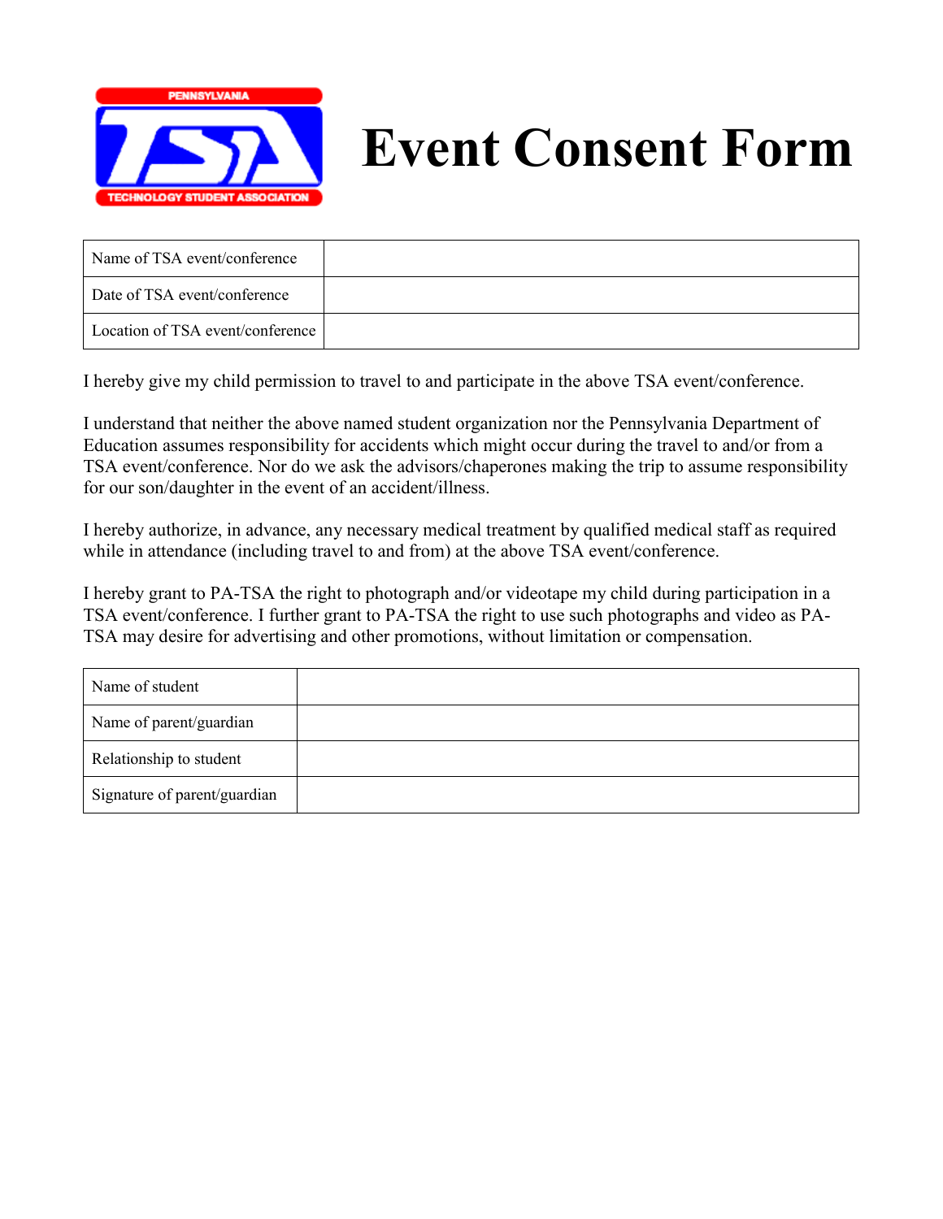# Event Consent Form

| | |
|---|---|
| Name of TSA event/conference | |
| Date of TSA event/conference | |
| Location of TSA event/conference | |

I hereby give my child permission to travel to and participate in the above TSA event/conference.

I understand that neither the above named student organization nor the Pennsylvania Department of Education assumes responsibility for accidents which might occur during the travel to and/or from a TSA event/conference. Nor do we ask the advisors/chaperones making the trip to assume responsibility for our son/daughter in the event of an accident/illness.

I hereby authorize, in advance, any necessary medical treatment by qualified medical staff as required while in attendance (including travel to and from) at the above TSA event/conference.

I hereby grant to PA-TSA the right to photograph and/or videotape my child during participation in a TSA event/conference. I further grant to PA-TSA the right to use such photographs and video as PA-TSA may desire for advertising and other promotions, without limitation or compensation.

| | |
|---|---|
| Name of student | |
| Name of parent/guardian | |
| Relationship to student | |
| Signature of parent/guardian | |